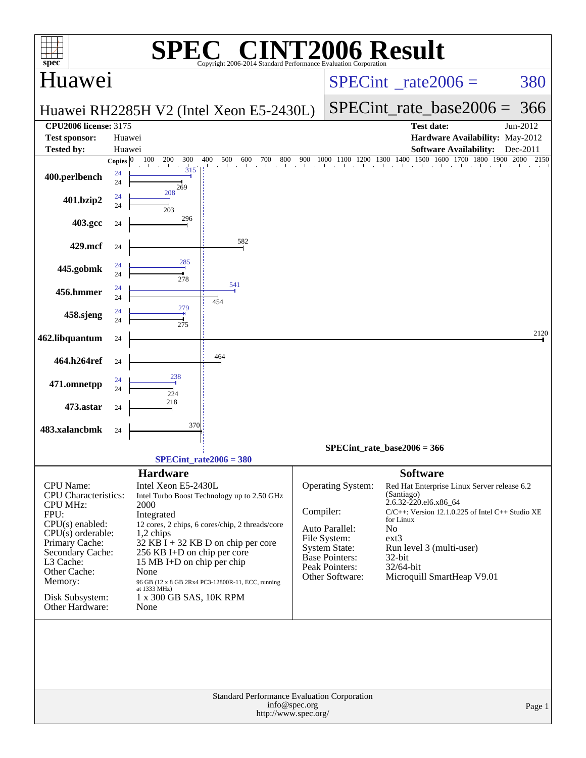# SPEC® CINT2006 Result

Copyright 2006-2014 Standard Performance Evaluation Corporation

## Huawei

**Huawei RH2285H V2 (Intel Xeon E5-2430L)**

SPECint_rate2006 = 380

SPECint_rate_base2006 = 366

| | | | |
|---|---|---|---|
| **CPU2006 license:** 3175 | | **Test date:** | Jun-2012 |
| **Test sponsor:** | Huawei | **Hardware Availability:** | May-2012 |
| **Tested by:** | Huawei | **Software Availability:** | Dec-2011 |

| Benchmark | Copies (peak) | Peak | Copies (base) | Base |
|---|---|---|---|---|
| 400.perlbench | 24 | 315 | 24 | 269 |
| 401.bzip2 | 24 | 208 | 24 | 203 |
| 403.gcc | | | 24 | 296 |
| 429.mcf | | | 24 | 582 |
| 445.gobmk | 24 | 285 | 24 | 278 |
| 456.hmmer | 24 | 541 | 24 | 454 |
| 458.sjeng | 24 | 279 | 24 | 275 |
| 462.libquantum | | | 24 | 2120 |
| 464.h264ref | | | 24 | 464 |
| 471.omnetpp | 24 | 238 | 24 | 224 |
| 473.astar | | | 24 | 218 |
| 483.xalancbmk | | | 24 | 370 |

SPECint_rate_base2006 = 366

SPECint_rate2006 = 380

## Hardware

| | |
|---|---|
| CPU Name: | Intel Xeon E5-2430L |
| CPU Characteristics: | Intel Turbo Boost Technology up to 2.50 GHz |
| CPU MHz: | 2000 |
| FPU: | Integrated |
| CPU(s) enabled: | 12 cores, 2 chips, 6 cores/chip, 2 threads/core |
| CPU(s) orderable: | 1,2 chips |
| Primary Cache: | 32 KB I + 32 KB D on chip per core |
| Secondary Cache: | 256 KB I+D on chip per core |
| L3 Cache: | 15 MB I+D on chip per chip |
| Other Cache: | None |
| Memory: | 96 GB (12 x 8 GB 2Rx4 PC3-12800R-11, ECC, running at 1333 MHz) |
| Disk Subsystem: | 1 x 300 GB SAS, 10K RPM |
| Other Hardware: | None |

## Software

| | |
|---|---|
| Operating System: | Red Hat Enterprise Linux Server release 6.2 (Santiago) 2.6.32-220.el6.x86_64 |
| Compiler: | C/C++: Version 12.1.0.225 of Intel C++ Studio XE for Linux |
| Auto Parallel: | No |
| File System: | ext3 |
| System State: | Run level 3 (multi-user) |
| Base Pointers: | 32-bit |
| Peak Pointers: | 32/64-bit |
| Other Software: | Microquill SmartHeap V9.01 |

Standard Performance Evaluation Corporation
info@spec.org
http://www.spec.org/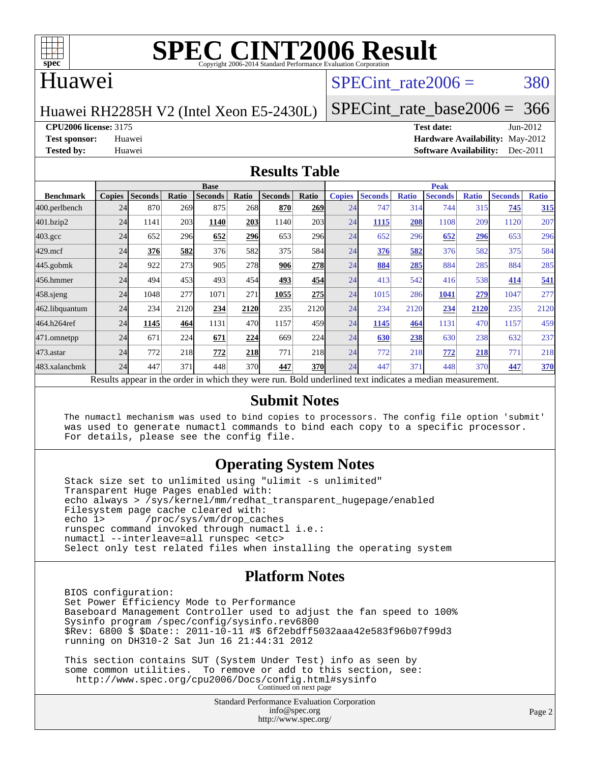# SPEC CINT2006 Result

Copyright 2006-2014 Standard Performance Evaluation Corporation

## Huawei

Huawei RH2285H V2 (Intel Xeon E5-2430L)

SPECint_rate2006 = 380

SPECint_rate_base2006 = 366

**CPU2006 license:** 3175
**Test sponsor:** Huawei
**Tested by:** Huawei

**Test date:** Jun-2012
**Hardware Availability:** May-2012
**Software Availability:** Dec-2011

## Results Table

| Benchmark | Base | | | | | | | Peak | | | | | | |
|---|---|---|---|---|---|---|---|---|---|---|---|---|---|---|
| | Copies | Seconds | Ratio | Seconds | Ratio | Seconds | Ratio | Copies | Seconds | Ratio | Seconds | Ratio | Seconds | Ratio |
| 400.perlbench | 24 | 870 | 269 | 875 | 268 | **870** | **269** | 24 | 747 | 314 | 744 | 315 | **745** | **315** |
| 401.bzip2 | 24 | 1141 | 203 | **1140** | **203** | 1140 | 203 | 24 | **1115** | **208** | 1108 | 209 | 1120 | 207 |
| 403.gcc | 24 | 652 | 296 | **652** | **296** | 653 | 296 | 24 | 652 | 296 | **652** | **296** | 653 | 296 |
| 429.mcf | 24 | **376** | **582** | 376 | 582 | 375 | 584 | 24 | **376** | **582** | 376 | 582 | 375 | 584 |
| 445.gobmk | 24 | 922 | 273 | 905 | 278 | **906** | **278** | 24 | **884** | **285** | 884 | 285 | 884 | 285 |
| 456.hmmer | 24 | 494 | 453 | 493 | 454 | **493** | **454** | 24 | 413 | 542 | 416 | 538 | **414** | **541** |
| 458.sjeng | 24 | 1048 | 277 | 1071 | 271 | **1055** | **275** | 24 | 1015 | 286 | **1041** | **279** | 1047 | 277 |
| 462.libquantum | 24 | 234 | 2120 | **234** | **2120** | 235 | 2120 | 24 | 234 | 2120 | **234** | **2120** | 235 | 2120 |
| 464.h264ref | 24 | **1145** | **464** | 1131 | 470 | 1157 | 459 | 24 | **1145** | **464** | 1131 | 470 | 1157 | 459 |
| 471.omnetpp | 24 | 671 | 224 | **671** | **224** | 669 | 224 | 24 | **630** | **238** | 630 | 238 | 632 | 237 |
| 473.astar | 24 | 772 | 218 | **772** | **218** | 771 | 218 | 24 | 772 | 218 | **772** | **218** | 771 | 218 |
| 483.xalancbmk | 24 | 447 | 371 | 448 | 370 | **447** | **370** | 24 | 447 | 371 | 448 | 370 | **447** | **370** |

Results appear in the order in which they were run. Bold underlined text indicates a median measurement.

## Submit Notes

```
The numactl mechanism was used to bind copies to processors. The config file option 'submit'
was used to generate numactl commands to bind each copy to a specific processor.
For details, please see the config file.
```

## Operating System Notes

```
Stack size set to unlimited using "ulimit -s unlimited"
Transparent Huge Pages enabled with:
echo always > /sys/kernel/mm/redhat_transparent_hugepage/enabled
Filesystem page cache cleared with:
echo 1>       /proc/sys/vm/drop_caches
runspec command invoked through numactl i.e.:
numactl --interleave=all runspec <etc>
Select only test related files when installing the operating system
```

## Platform Notes

```
BIOS configuration:
Set Power Efficiency Mode to Performance
Baseboard Management Controller used to adjust the fan speed to 100%
Sysinfo program /spec/config/sysinfo.rev6800
$Rev: 6800 $ $Date:: 2011-10-11 #$ 6f2ebdff5032aaa42e583f96b07f99d3
running on DH310-2 Sat Jun 16 21:44:31 2012

This section contains SUT (System Under Test) info as seen by
some common utilities.  To remove or add to this section, see:
  http://www.spec.org/cpu2006/Docs/config.html#sysinfo
```

Continued on next page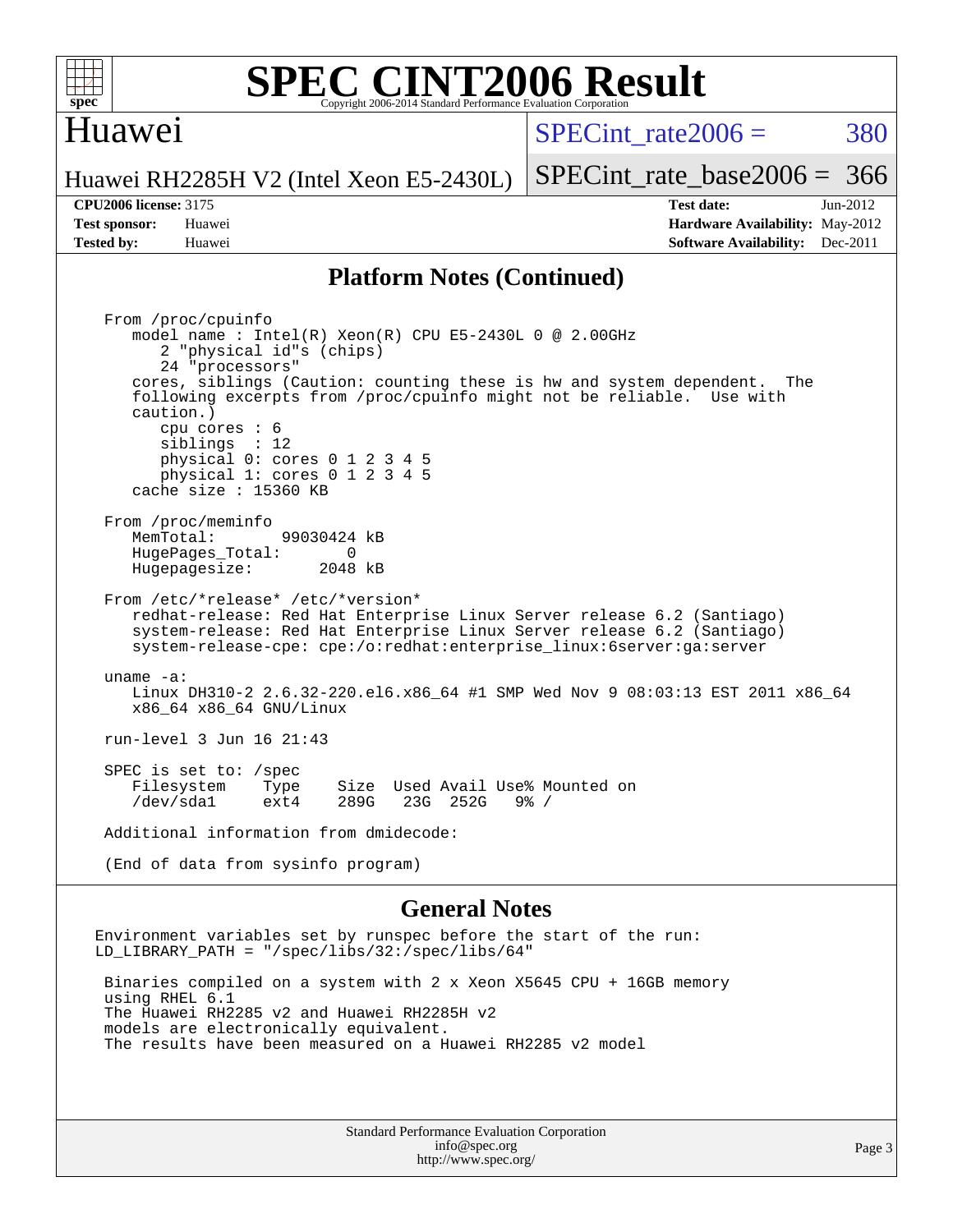## Platform Notes (Continued)

```
From /proc/cpuinfo
   model name : Intel(R) Xeon(R) CPU E5-2430L 0 @ 2.00GHz
      2 "physical id"s (chips)
      24 "processors"
   cores, siblings (Caution: counting these is hw and system dependent.  The
   following excerpts from /proc/cpuinfo might not be reliable.  Use with
   caution.)
      cpu cores : 6
      siblings  : 12
      physical 0: cores 0 1 2 3 4 5
      physical 1: cores 0 1 2 3 4 5
   cache size : 15360 KB

From /proc/meminfo
   MemTotal:       99030424 kB
   HugePages_Total:       0
   Hugepagesize:       2048 kB

From /etc/*release* /etc/*version*
   redhat-release: Red Hat Enterprise Linux Server release 6.2 (Santiago)
   system-release: Red Hat Enterprise Linux Server release 6.2 (Santiago)
   system-release-cpe: cpe:/o:redhat:enterprise_linux:6server:ga:server

uname -a:
   Linux DH310-2 2.6.32-220.el6.x86_64 #1 SMP Wed Nov 9 08:03:13 EST 2011 x86_64
   x86_64 x86_64 GNU/Linux

run-level 3 Jun 16 21:43

SPEC is set to: /spec
   Filesystem    Type    Size  Used Avail Use% Mounted on
   /dev/sda1     ext4    289G   23G  252G   9% /

Additional information from dmidecode:

(End of data from sysinfo program)
```

## General Notes

```
Environment variables set by runspec before the start of the run:
LD_LIBRARY_PATH = "/spec/libs/32:/spec/libs/64"

 Binaries compiled on a system with 2 x Xeon X5645 CPU + 16GB memory
 using RHEL 6.1
 The Huawei RH2285 v2 and Huawei RH2285H v2
 models are electronically equivalent.
 The results have been measured on a Huawei RH2285 v2 model
```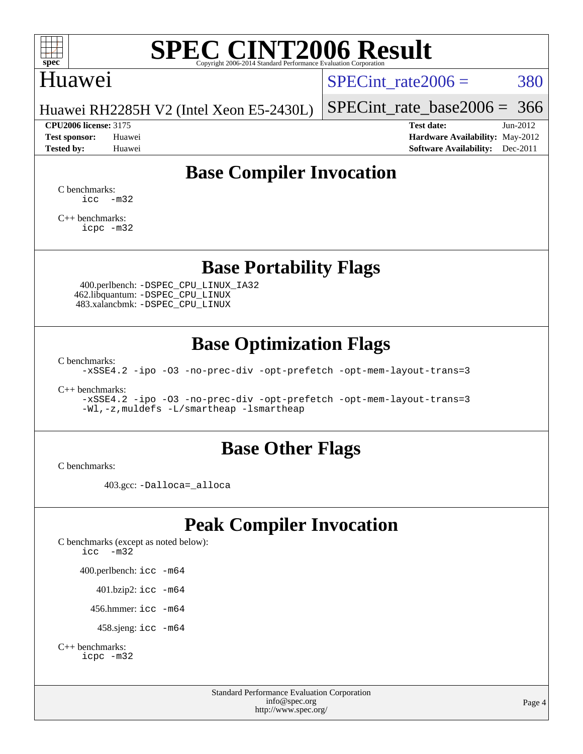# Base Compiler Invocation

C benchmarks:
```
icc  -m32
```

C++ benchmarks:
```
icpc -m32
```

# Base Portability Flags

400.perlbench: `-DSPEC_CPU_LINUX_IA32`
462.libquantum: `-DSPEC_CPU_LINUX`
483.xalancbmk: `-DSPEC_CPU_LINUX`

# Base Optimization Flags

C benchmarks:
```
-xSSE4.2 -ipo -O3 -no-prec-div -opt-prefetch -opt-mem-layout-trans=3
```

C++ benchmarks:
```
-xSSE4.2 -ipo -O3 -no-prec-div -opt-prefetch -opt-mem-layout-trans=3
-Wl,-z,muldefs -L/smartheap -lsmartheap
```

# Base Other Flags

C benchmarks:

403.gcc: `-Dalloca=_alloca`

# Peak Compiler Invocation

C benchmarks (except as noted below):
```
icc  -m32
```

400.perlbench: `icc -m64`

401.bzip2: `icc -m64`

456.hmmer: `icc -m64`

458.sjeng: `icc -m64`

C++ benchmarks:
```
icpc -m32
```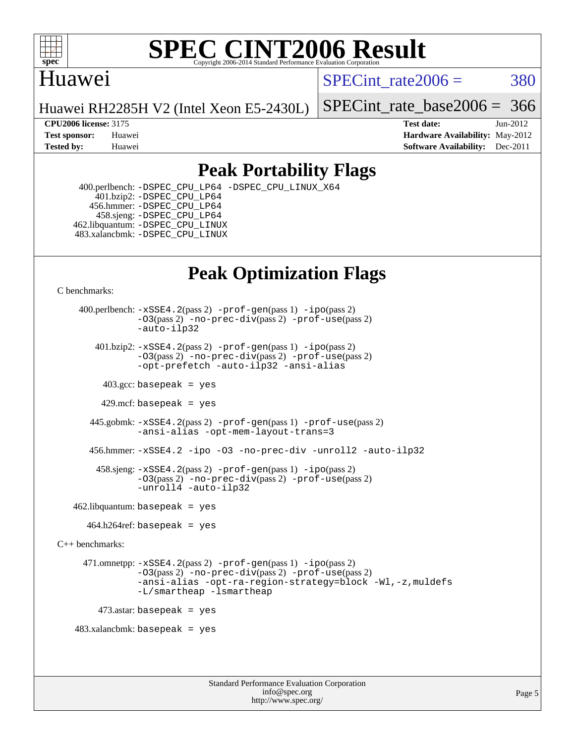# Peak Portability Flags

400.perlbench: -DSPEC_CPU_LP64 -DSPEC_CPU_LINUX_X64
401.bzip2: -DSPEC_CPU_LP64
456.hmmer: -DSPEC_CPU_LP64
458.sjeng: -DSPEC_CPU_LP64
462.libquantum: -DSPEC_CPU_LINUX
483.xalancbmk: -DSPEC_CPU_LINUX

# Peak Optimization Flags

C benchmarks:

400.perlbench: -xSSE4.2(pass 2) -prof-gen(pass 1) -ipo(pass 2) -O3(pass 2) -no-prec-div(pass 2) -prof-use(pass 2) -auto-ilp32

401.bzip2: -xSSE4.2(pass 2) -prof-gen(pass 1) -ipo(pass 2) -O3(pass 2) -no-prec-div(pass 2) -prof-use(pass 2) -opt-prefetch -auto-ilp32 -ansi-alias

403.gcc: basepeak = yes

429.mcf: basepeak = yes

445.gobmk: -xSSE4.2(pass 2) -prof-gen(pass 1) -prof-use(pass 2) -ansi-alias -opt-mem-layout-trans=3

456.hmmer: -xSSE4.2 -ipo -O3 -no-prec-div -unroll2 -auto-ilp32

458.sjeng: -xSSE4.2(pass 2) -prof-gen(pass 1) -ipo(pass 2) -O3(pass 2) -no-prec-div(pass 2) -prof-use(pass 2) -unroll4 -auto-ilp32

462.libquantum: basepeak = yes

464.h264ref: basepeak = yes

C++ benchmarks:

471.omnetpp: -xSSE4.2(pass 2) -prof-gen(pass 1) -ipo(pass 2) -O3(pass 2) -no-prec-div(pass 2) -prof-use(pass 2) -ansi-alias -opt-ra-region-strategy=block -Wl,-z,muldefs -L/smartheap -lsmartheap

473.astar: basepeak = yes

483.xalancbmk: basepeak = yes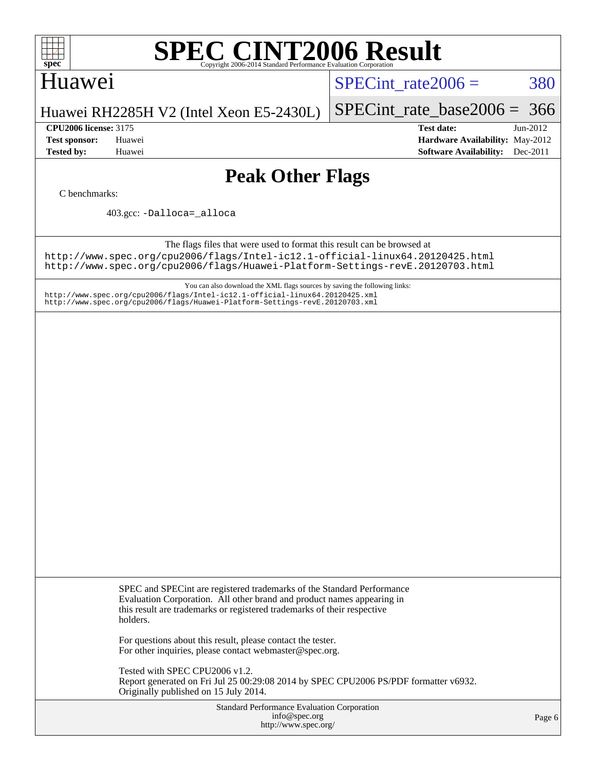# Peak Other Flags

C benchmarks:

403.gcc: -Dalloca=_alloca

The flags files that were used to format this result can be browsed at

http://www.spec.org/cpu2006/flags/Intel-ic12.1-official-linux64.20120425.html
http://www.spec.org/cpu2006/flags/Huawei-Platform-Settings-revE.20120703.html

You can also download the XML flags sources by saving the following links:

http://www.spec.org/cpu2006/flags/Intel-ic12.1-official-linux64.20120425.xml
http://www.spec.org/cpu2006/flags/Huawei-Platform-Settings-revE.20120703.xml

SPEC and SPECint are registered trademarks of the Standard Performance Evaluation Corporation. All other brand and product names appearing in this result are trademarks or registered trademarks of their respective holders.

For questions about this result, please contact the tester.
For other inquiries, please contact webmaster@spec.org.

Tested with SPEC CPU2006 v1.2.
Report generated on Fri Jul 25 00:29:08 2014 by SPEC CPU2006 PS/PDF formatter v6932.
Originally published on 15 July 2014.